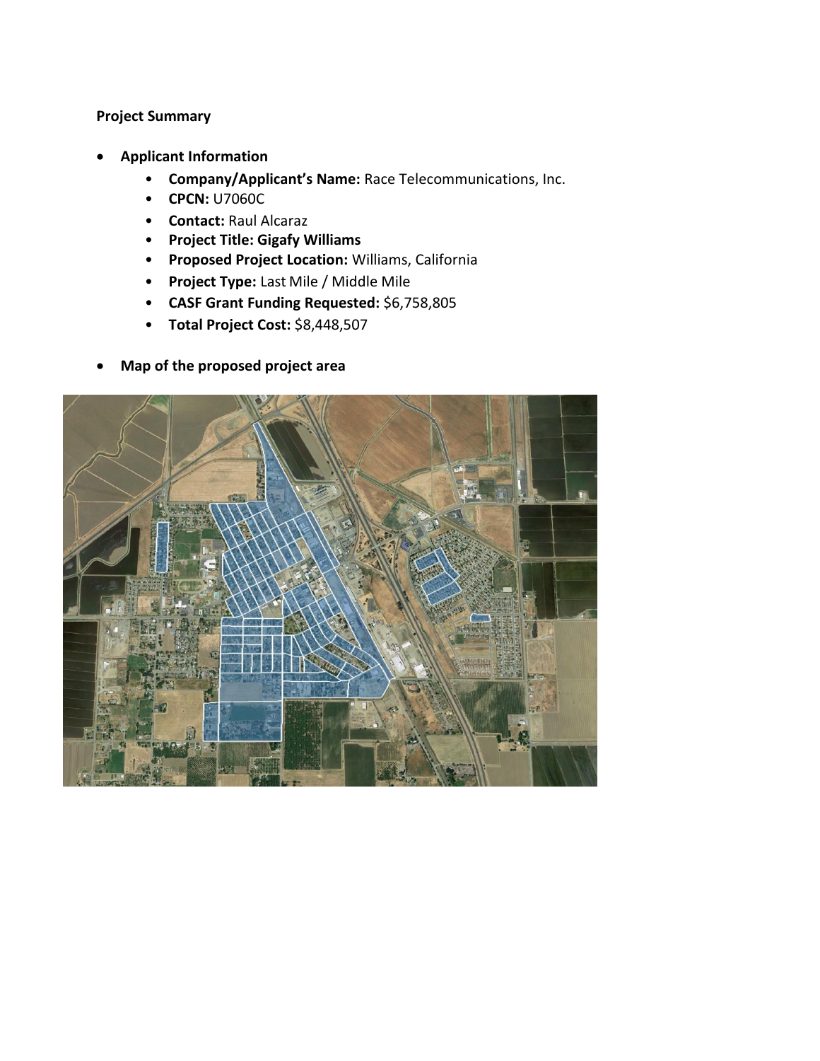**Project Summary**

- **Applicant Information**
    - **Company/Applicant's Name:** Race Telecommunications, Inc.
    - **CPCN:** U7060C
    - **Contact:** Raul Alcaraz
    - **Project Title: Gigafy Williams**
    - **Proposed Project Location:** Williams, California
    - **Project Type:** Last Mile / Middle Mile
    - **CASF Grant Funding Requested:** $6,758,805
    - **Total Project Cost:** $8,448,507

- **Map of the proposed project area**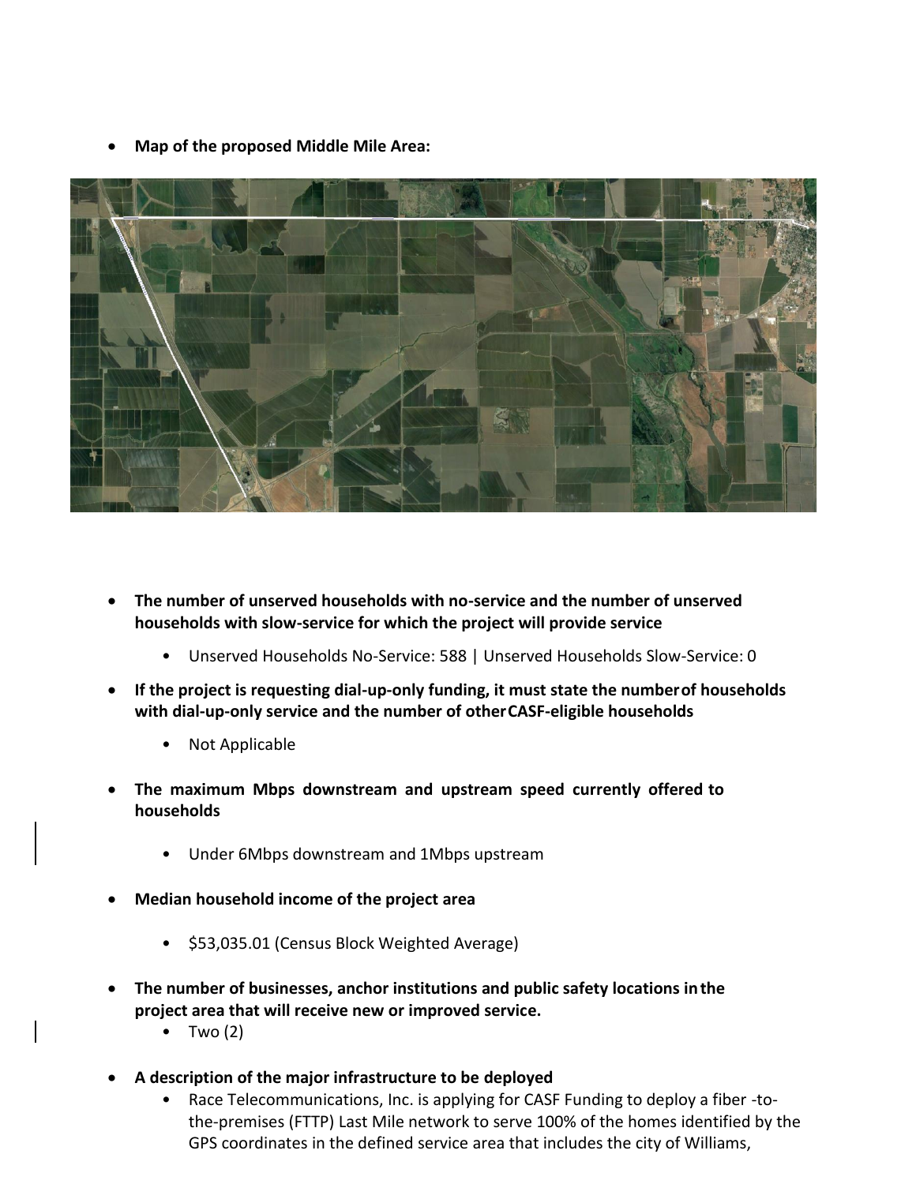- **Map of the proposed Middle Mile Area:**

- **The number of unserved households with no-service and the number of unserved households with slow-service for which the project will provide service**
  - Unserved Households No-Service: 588 | Unserved Households Slow-Service: 0
- **If the project is requesting dial-up-only funding, it must state the number of households with dial-up-only service and the number of other CASF-eligible households**
  - Not Applicable
- **The maximum Mbps downstream and upstream speed currently offered to households**
  - Under 6Mbps downstream and 1Mbps upstream
- **Median household income of the project area**
  - $53,035.01 (Census Block Weighted Average)
- **The number of businesses, anchor institutions and public safety locations in the project area that will receive new or improved service.**
  - Two (2)
- **A description of the major infrastructure to be deployed**
  - Race Telecommunications, Inc. is applying for CASF Funding to deploy a fiber -to-the-premises (FTTP) Last Mile network to serve 100% of the homes identified by the GPS coordinates in the defined service area that includes the city of Williams,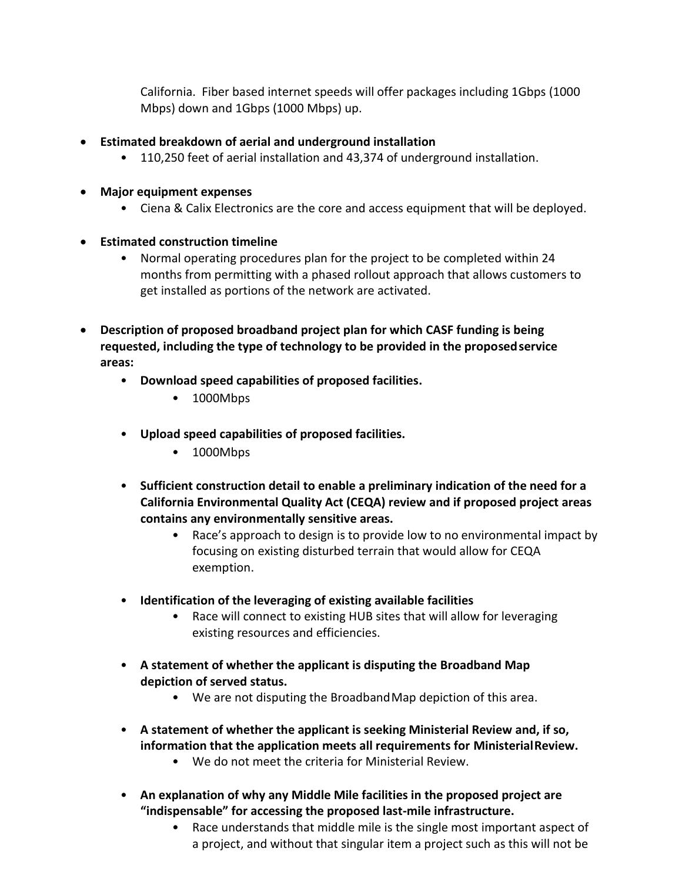California. Fiber based internet speeds will offer packages including 1Gbps (1000 Mbps) down and 1Gbps (1000 Mbps) up.

- **Estimated breakdown of aerial and underground installation**
  - 110,250 feet of aerial installation and 43,374 of underground installation.

- **Major equipment expenses**
  - Ciena & Calix Electronics are the core and access equipment that will be deployed.

- **Estimated construction timeline**
  - Normal operating procedures plan for the project to be completed within 24 months from permitting with a phased rollout approach that allows customers to get installed as portions of the network are activated.

- **Description of proposed broadband project plan for which CASF funding is being requested, including the type of technology to be provided in the proposed service areas:**
  - **Download speed capabilities of proposed facilities.**
    - 1000Mbps
  - **Upload speed capabilities of proposed facilities.**
    - 1000Mbps
  - **Sufficient construction detail to enable a preliminary indication of the need for a California Environmental Quality Act (CEQA) review and if proposed project areas contains any environmentally sensitive areas.**
    - Race's approach to design is to provide low to no environmental impact by focusing on existing disturbed terrain that would allow for CEQA exemption.
  - **Identification of the leveraging of existing available facilities**
    - Race will connect to existing HUB sites that will allow for leveraging existing resources and efficiencies.
  - **A statement of whether the applicant is disputing the Broadband Map depiction of served status.**
    - We are not disputing the Broadband Map depiction of this area.
  - **A statement of whether the applicant is seeking Ministerial Review and, if so, information that the application meets all requirements for Ministerial Review.**
    - We do not meet the criteria for Ministerial Review.
  - **An explanation of why any Middle Mile facilities in the proposed project are "indispensable" for accessing the proposed last-mile infrastructure.**
    - Race understands that middle mile is the single most important aspect of a project, and without that singular item a project such as this will not be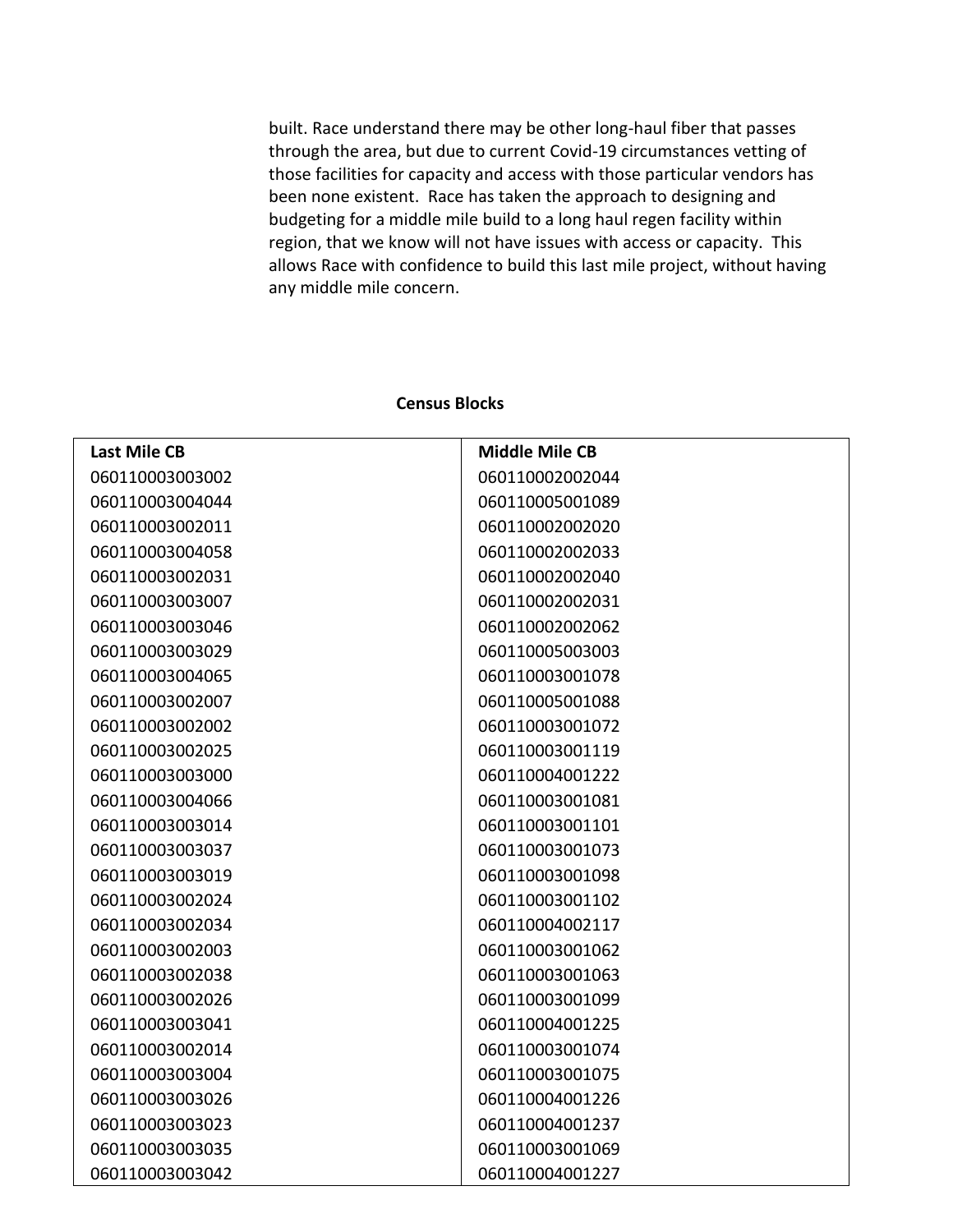built. Race understand there may be other long-haul fiber that passes through the area, but due to current Covid-19 circumstances vetting of those facilities for capacity and access with those particular vendors has been none existent. Race has taken the approach to designing and budgeting for a middle mile build to a long haul regen facility within region, that we know will not have issues with access or capacity. This allows Race with confidence to build this last mile project, without having any middle mile concern.

**Census Blocks**

| Last Mile CB | Middle Mile CB |
|---|---|
| 060110003003002 | 060110002002044 |
| 060110003004044 | 060110005001089 |
| 060110003002011 | 060110002002020 |
| 060110003004058 | 060110002002033 |
| 060110003002031 | 060110002002040 |
| 060110003003007 | 060110002002031 |
| 060110003003046 | 060110002002062 |
| 060110003003029 | 060110005003003 |
| 060110003004065 | 060110003001078 |
| 060110003002007 | 060110005001088 |
| 060110003002002 | 060110003001072 |
| 060110003002025 | 060110003001119 |
| 060110003003000 | 060110004001222 |
| 060110003004066 | 060110003001081 |
| 060110003003014 | 060110003001101 |
| 060110003003037 | 060110003001073 |
| 060110003003019 | 060110003001098 |
| 060110003002024 | 060110003001102 |
| 060110003002034 | 060110004002117 |
| 060110003002003 | 060110003001062 |
| 060110003002038 | 060110003001063 |
| 060110003002026 | 060110003001099 |
| 060110003003041 | 060110004001225 |
| 060110003002014 | 060110003001074 |
| 060110003003004 | 060110003001075 |
| 060110003003026 | 060110004001226 |
| 060110003003023 | 060110004001237 |
| 060110003003035 | 060110003001069 |
| 060110003003042 | 060110004001227 |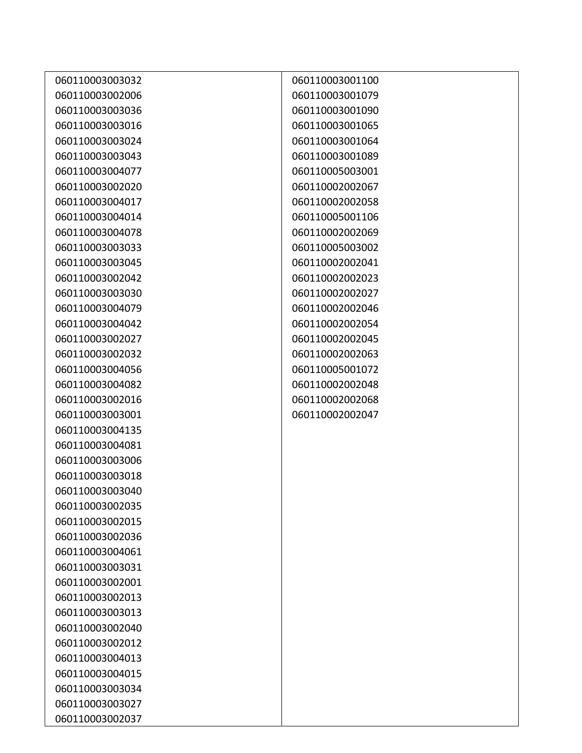060110003003032
060110003002006
060110003003036
060110003003016
060110003003024
060110003003043
060110003004077
060110003002020
060110003004017
060110003004014
060110003004078
060110003003033
060110003003045
060110003002042
060110003003030
060110003004079
060110003004042
060110003002027
060110003002032
060110003004056
060110003004082
060110003002016
060110003003001
060110003004135
060110003004081
060110003003006
060110003003018
060110003003040
060110003002035
060110003002015
060110003002036
060110003004061
060110003003031
060110003002001
060110003002013
060110003003013
060110003002040
060110003002012
060110003004013
060110003004015
060110003003034
060110003003027
060110003002037
060110003001100
060110003001079
060110003001090
060110003001065
060110003001064
060110003001089
060110005003001
060110002002067
060110002002058
060110005001106
060110002002069
060110005003002
060110002002041
060110002002023
060110002002027
060110002002046
060110002002054
060110002002045
060110002002063
060110005001072
060110002002048
060110002002068
060110002002047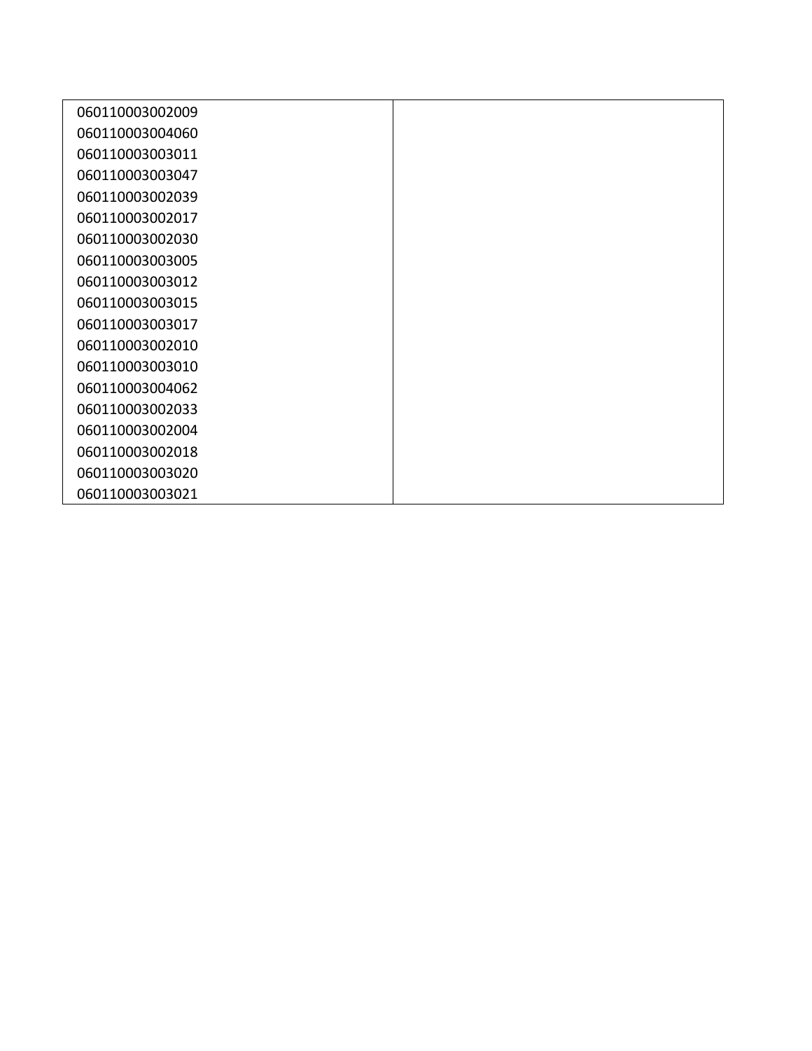| | |
|---|---|
| 060110003002009<br>060110003004060<br>060110003003011<br>060110003003047<br>060110003002039<br>060110003002017<br>060110003002030<br>060110003003005<br>060110003003012<br>060110003003015<br>060110003003017<br>060110003002010<br>060110003003010<br>060110003004062<br>060110003002033<br>060110003002004<br>060110003002018<br>060110003003020<br>060110003003021 | |